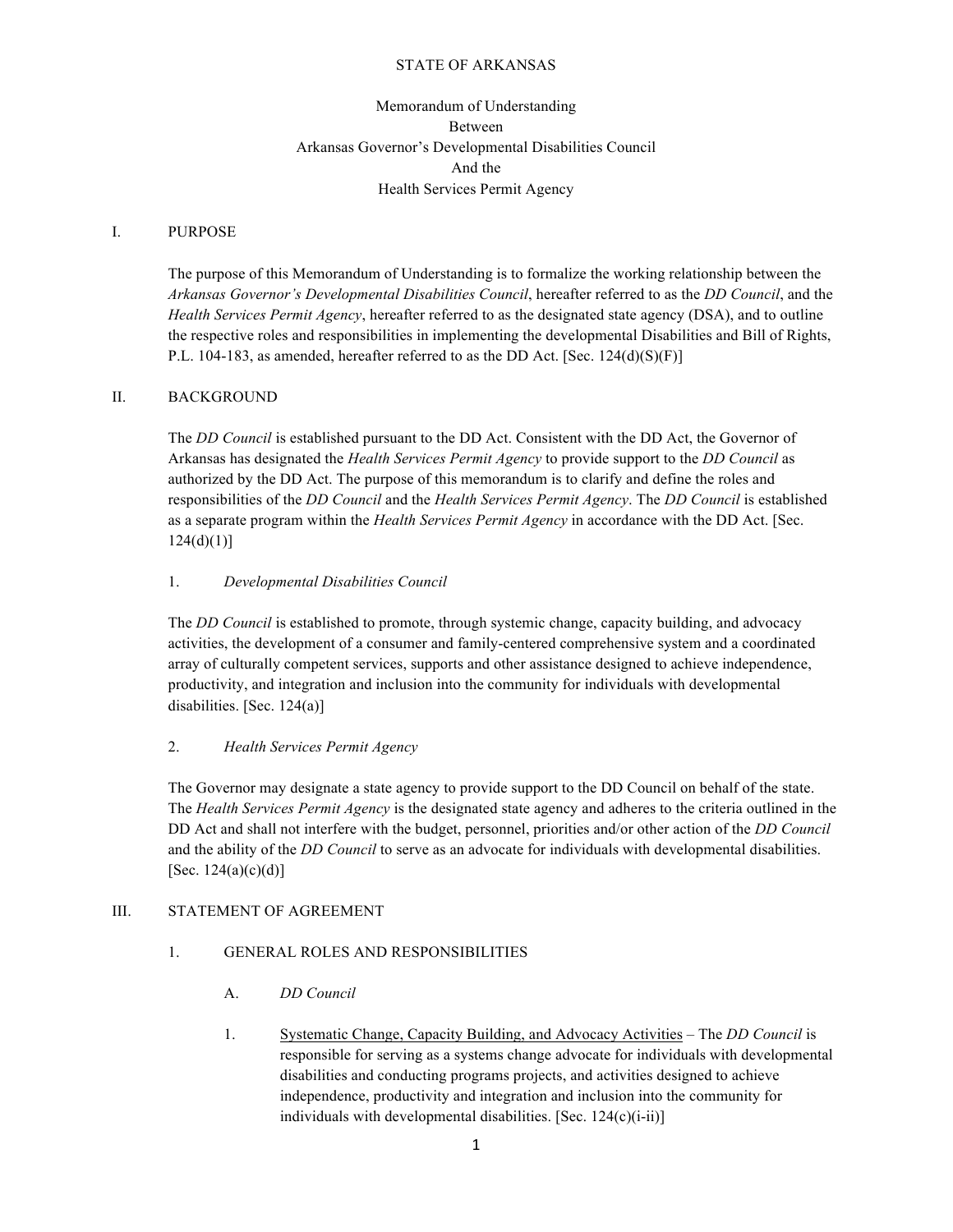STATE OF ARKANSAS

Memorandum of Understanding
Between
Arkansas Governor's Developmental Disabilities Council
And the
Health Services Permit Agency

## I. PURPOSE

The purpose of this Memorandum of Understanding is to formalize the working relationship between the *Arkansas Governor's Developmental Disabilities Council*, hereafter referred to as the *DD Council*, and the *Health Services Permit Agency*, hereafter referred to as the designated state agency (DSA), and to outline the respective roles and responsibilities in implementing the developmental Disabilities and Bill of Rights, P.L. 104-183, as amended, hereafter referred to as the DD Act. [Sec. 124(d)(S)(F)]

## II. BACKGROUND

The *DD Council* is established pursuant to the DD Act. Consistent with the DD Act, the Governor of Arkansas has designated the *Health Services Permit Agency* to provide support to the *DD Council* as authorized by the DD Act. The purpose of this memorandum is to clarify and define the roles and responsibilities of the *DD Council* and the *Health Services Permit Agency*. The *DD Council* is established as a separate program within the *Health Services Permit Agency* in accordance with the DD Act. [Sec. 124(d)(1)]

1. *Developmental Disabilities Council*

The *DD Council* is established to promote, through systemic change, capacity building, and advocacy activities, the development of a consumer and family-centered comprehensive system and a coordinated array of culturally competent services, supports and other assistance designed to achieve independence, productivity, and integration and inclusion into the community for individuals with developmental disabilities. [Sec. 124(a)]

2. *Health Services Permit Agency*

The Governor may designate a state agency to provide support to the DD Council on behalf of the state. The *Health Services Permit Agency* is the designated state agency and adheres to the criteria outlined in the DD Act and shall not interfere with the budget, personnel, priorities and/or other action of the *DD Council* and the ability of the *DD Council* to serve as an advocate for individuals with developmental disabilities. [Sec. 124(a)(c)(d)]

## III. STATEMENT OF AGREEMENT

1. GENERAL ROLES AND RESPONSIBILITIES

A. *DD Council*

1. Systematic Change, Capacity Building, and Advocacy Activities – The *DD Council* is responsible for serving as a systems change advocate for individuals with developmental disabilities and conducting programs projects, and activities designed to achieve independence, productivity and integration and inclusion into the community for individuals with developmental disabilities. [Sec. 124(c)(i-ii)]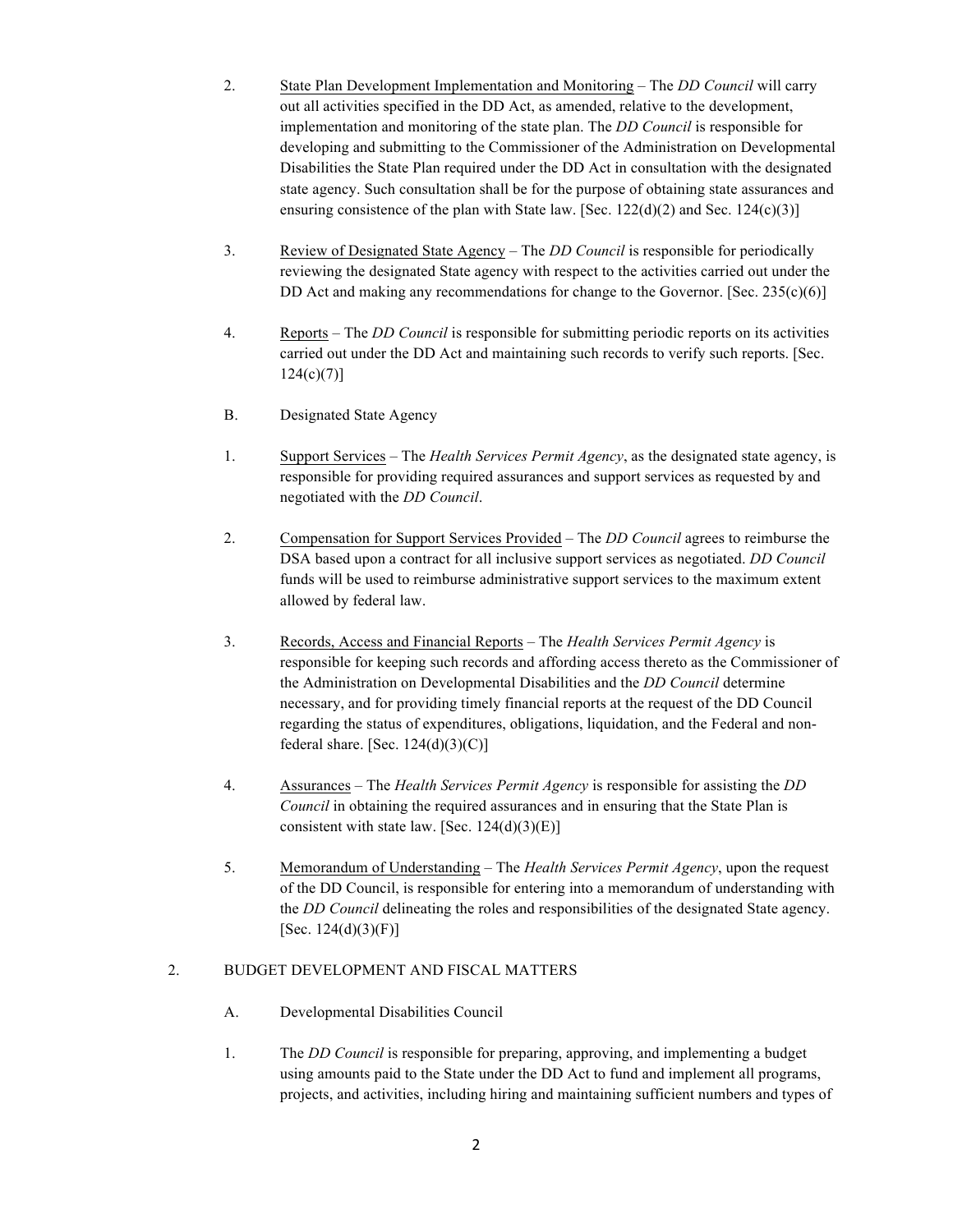2. <u>State Plan Development Implementation and Monitoring</u> – The *DD Council* will carry out all activities specified in the DD Act, as amended, relative to the development, implementation and monitoring of the state plan. The *DD Council* is responsible for developing and submitting to the Commissioner of the Administration on Developmental Disabilities the State Plan required under the DD Act in consultation with the designated state agency. Such consultation shall be for the purpose of obtaining state assurances and ensuring consistence of the plan with State law. [Sec. 122(d)(2) and Sec. 124(c)(3)]

3. <u>Review of Designated State Agency</u> – The *DD Council* is responsible for periodically reviewing the designated State agency with respect to the activities carried out under the DD Act and making any recommendations for change to the Governor. [Sec. 235(c)(6)]

4. <u>Reports</u> – The *DD Council* is responsible for submitting periodic reports on its activities carried out under the DD Act and maintaining such records to verify such reports. [Sec. 124(c)(7)]

B. Designated State Agency

1. <u>Support Services</u> – The *Health Services Permit Agency*, as the designated state agency, is responsible for providing required assurances and support services as requested by and negotiated with the *DD Council*.

2. <u>Compensation for Support Services Provided</u> – The *DD Council* agrees to reimburse the DSA based upon a contract for all inclusive support services as negotiated. *DD Council* funds will be used to reimburse administrative support services to the maximum extent allowed by federal law.

3. <u>Records, Access and Financial Reports</u> – The *Health Services Permit Agency* is responsible for keeping such records and affording access thereto as the Commissioner of the Administration on Developmental Disabilities and the *DD Council* determine necessary, and for providing timely financial reports at the request of the DD Council regarding the status of expenditures, obligations, liquidation, and the Federal and non-federal share. [Sec. 124(d)(3)(C)]

4. <u>Assurances</u> – The *Health Services Permit Agency* is responsible for assisting the *DD Council* in obtaining the required assurances and in ensuring that the State Plan is consistent with state law. [Sec. 124(d)(3)(E)]

5. <u>Memorandum of Understanding</u> – The *Health Services Permit Agency*, upon the request of the DD Council, is responsible for entering into a memorandum of understanding with the *DD Council* delineating the roles and responsibilities of the designated State agency. [Sec. 124(d)(3)(F)]

2. BUDGET DEVELOPMENT AND FISCAL MATTERS

A. Developmental Disabilities Council

1. The *DD Council* is responsible for preparing, approving, and implementing a budget using amounts paid to the State under the DD Act to fund and implement all programs, projects, and activities, including hiring and maintaining sufficient numbers and types of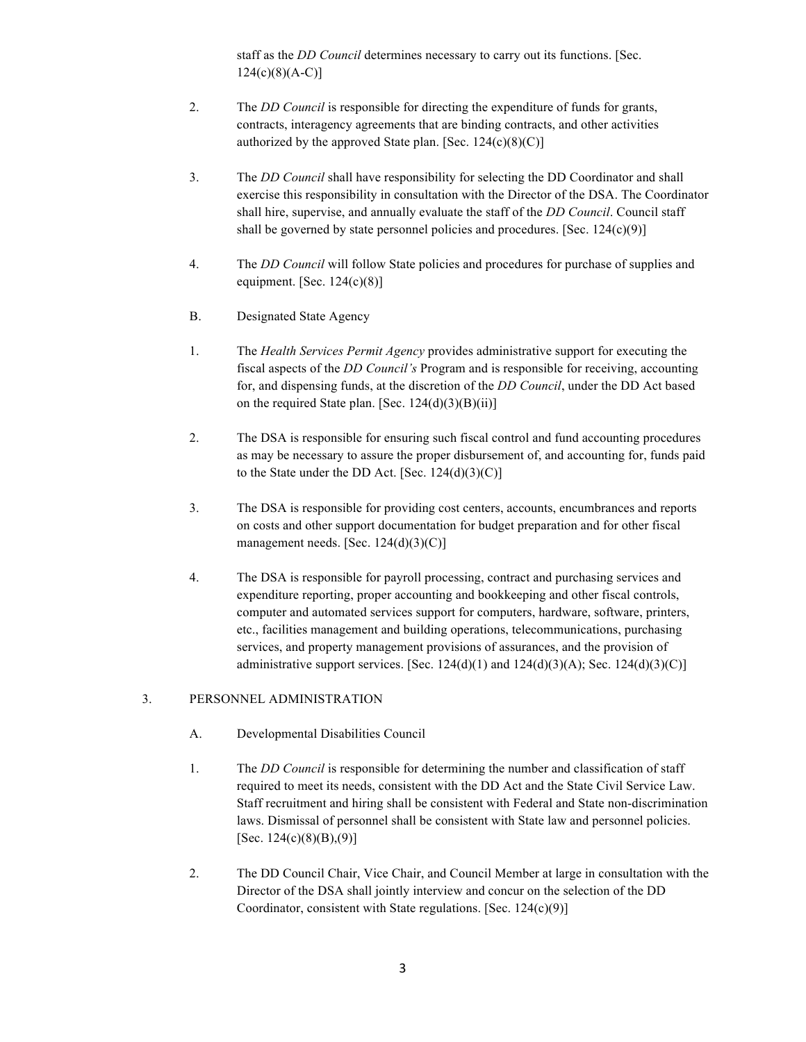staff as the *DD Council* determines necessary to carry out its functions. [Sec. 124(c)(8)(A-C)]

2. The *DD Council* is responsible for directing the expenditure of funds for grants, contracts, interagency agreements that are binding contracts, and other activities authorized by the approved State plan. [Sec. 124(c)(8)(C)]

3. The *DD Council* shall have responsibility for selecting the DD Coordinator and shall exercise this responsibility in consultation with the Director of the DSA. The Coordinator shall hire, supervise, and annually evaluate the staff of the *DD Council*. Council staff shall be governed by state personnel policies and procedures. [Sec. 124(c)(9)]

4. The *DD Council* will follow State policies and procedures for purchase of supplies and equipment. [Sec. 124(c)(8)]

B. Designated State Agency

1. The *Health Services Permit Agency* provides administrative support for executing the fiscal aspects of the *DD Council's* Program and is responsible for receiving, accounting for, and dispensing funds, at the discretion of the *DD Council*, under the DD Act based on the required State plan. [Sec. 124(d)(3)(B)(ii)]

2. The DSA is responsible for ensuring such fiscal control and fund accounting procedures as may be necessary to assure the proper disbursement of, and accounting for, funds paid to the State under the DD Act. [Sec. 124(d)(3)(C)]

3. The DSA is responsible for providing cost centers, accounts, encumbrances and reports on costs and other support documentation for budget preparation and for other fiscal management needs. [Sec. 124(d)(3)(C)]

4. The DSA is responsible for payroll processing, contract and purchasing services and expenditure reporting, proper accounting and bookkeeping and other fiscal controls, computer and automated services support for computers, hardware, software, printers, etc., facilities management and building operations, telecommunications, purchasing services, and property management provisions of assurances, and the provision of administrative support services. [Sec. 124(d)(1) and 124(d)(3)(A); Sec. 124(d)(3)(C)]

3. PERSONNEL ADMINISTRATION

A. Developmental Disabilities Council

1. The *DD Council* is responsible for determining the number and classification of staff required to meet its needs, consistent with the DD Act and the State Civil Service Law. Staff recruitment and hiring shall be consistent with Federal and State non-discrimination laws. Dismissal of personnel shall be consistent with State law and personnel policies. [Sec. 124(c)(8)(B),(9)]

2. The DD Council Chair, Vice Chair, and Council Member at large in consultation with the Director of the DSA shall jointly interview and concur on the selection of the DD Coordinator, consistent with State regulations. [Sec. 124(c)(9)]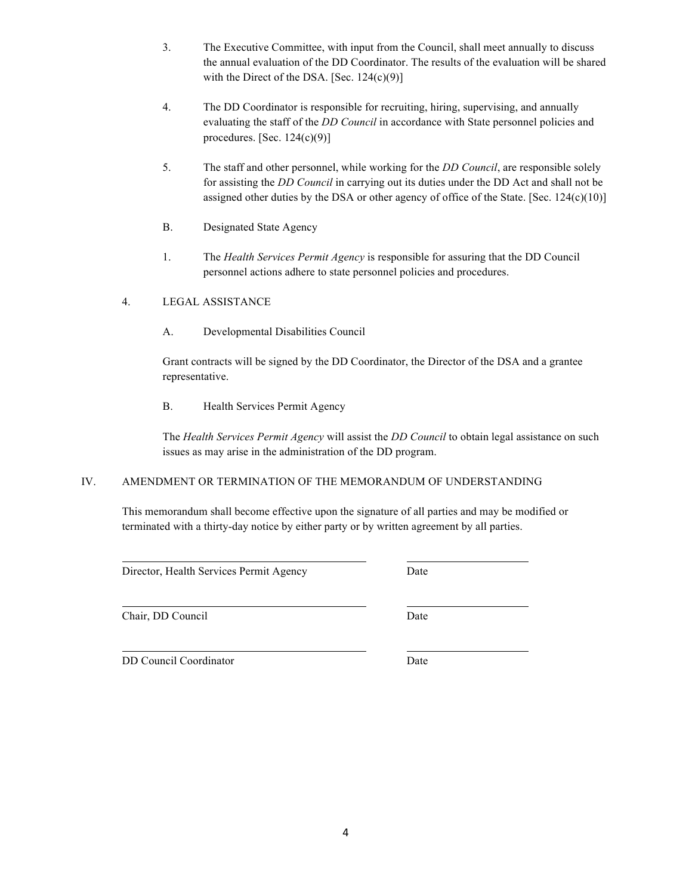3. The Executive Committee, with input from the Council, shall meet annually to discuss the annual evaluation of the DD Coordinator. The results of the evaluation will be shared with the Direct of the DSA. [Sec. 124(c)(9)]

4. The DD Coordinator is responsible for recruiting, hiring, supervising, and annually evaluating the staff of the *DD Council* in accordance with State personnel policies and procedures. [Sec. 124(c)(9)]

5. The staff and other personnel, while working for the *DD Council*, are responsible solely for assisting the *DD Council* in carrying out its duties under the DD Act and shall not be assigned other duties by the DSA or other agency of office of the State. [Sec. 124(c)(10)]

B. Designated State Agency

1. The *Health Services Permit Agency* is responsible for assuring that the DD Council personnel actions adhere to state personnel policies and procedures.

4. LEGAL ASSISTANCE

A. Developmental Disabilities Council

Grant contracts will be signed by the DD Coordinator, the Director of the DSA and a grantee representative.

B. Health Services Permit Agency

The *Health Services Permit Agency* will assist the *DD Council* to obtain legal assistance on such issues as may arise in the administration of the DD program.

## IV. AMENDMENT OR TERMINATION OF THE MEMORANDUM OF UNDERSTANDING

This memorandum shall become effective upon the signature of all parties and may be modified or terminated with a thirty-day notice by either party or by written agreement by all parties.

\_\_\_\_\_\_\_\_\_\_\_\_\_\_\_\_\_\_\_\_\_\_\_\_\_\_\_\_\_\_\_\_\_\_\_\_\_\_ \_\_\_\_\_\_\_\_\_\_\_\_\_\_\_\_\_\_\_\_

Director, Health Services Permit Agency Date

\_\_\_\_\_\_\_\_\_\_\_\_\_\_\_\_\_\_\_\_\_\_\_\_\_\_\_\_\_\_\_\_\_\_\_\_\_\_ \_\_\_\_\_\_\_\_\_\_\_\_\_\_\_\_\_\_\_\_

Chair, DD Council Date

\_\_\_\_\_\_\_\_\_\_\_\_\_\_\_\_\_\_\_\_\_\_\_\_\_\_\_\_\_\_\_\_\_\_\_\_\_\_ \_\_\_\_\_\_\_\_\_\_\_\_\_\_\_\_\_\_\_\_

DD Council Coordinator Date